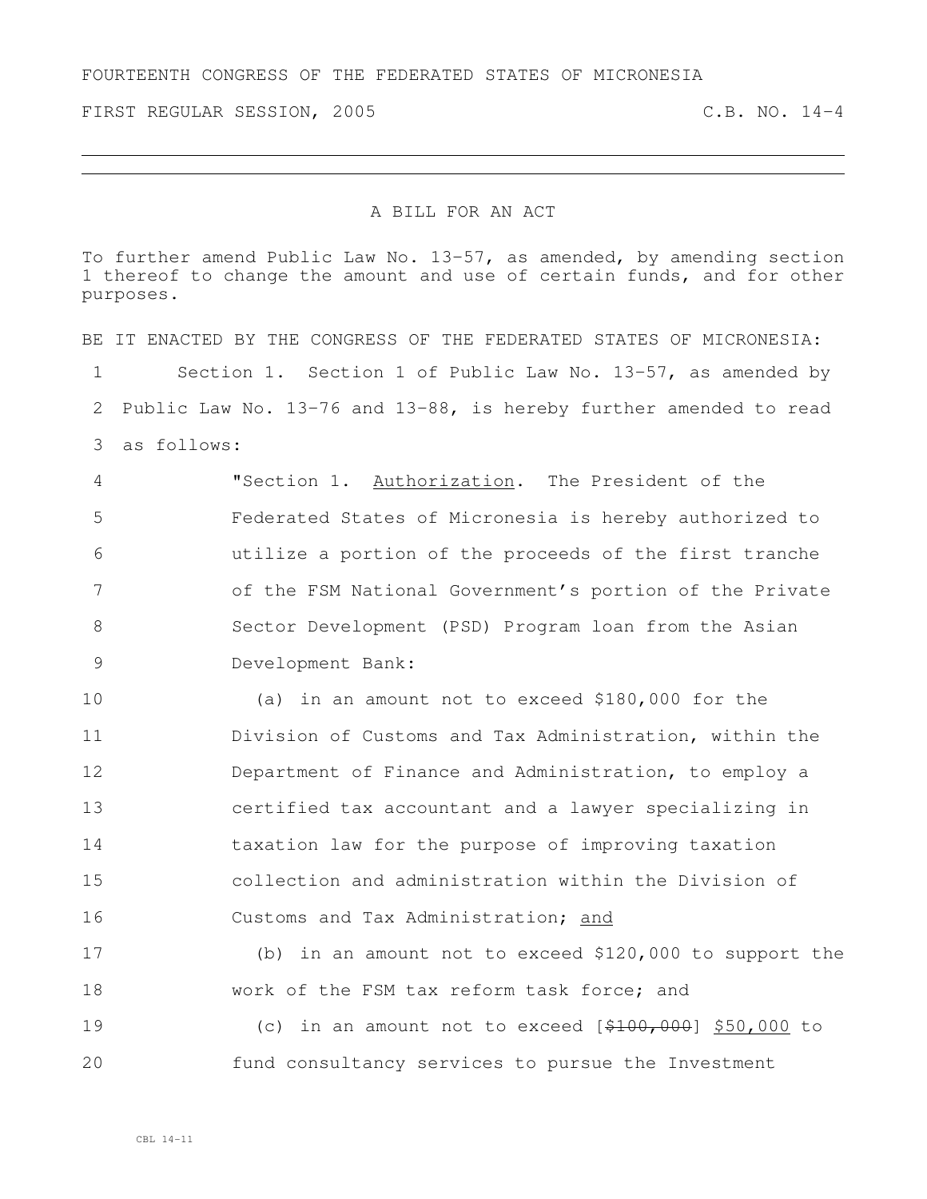FOURTEENTH CONGRESS OF THE FEDERATED STATES OF MICRONESIA

FIRST REGULAR SESSION, 2005 C.B. NO. 14-4

# A BILL FOR AN ACT

To further amend Public Law No. 13-57, as amended, by amending section 1 thereof to change the amount and use of certain funds, and for other purposes.

BE IT ENACTED BY THE CONGRESS OF THE FEDERATED STATES OF MICRONESIA:

1 Section 1. Section 1 of Public Law No. 13-57, as amended by
2 Public Law No. 13-76 and 13-88, is hereby further amended to read
3 as follows:

4 "Section 1. <u>Authorization</u>. The President of the
5 Federated States of Micronesia is hereby authorized to
6 utilize a portion of the proceeds of the first tranche
7 of the FSM National Government's portion of the Private
8 Sector Development (PSD) Program loan from the Asian
9 Development Bank:

10 (a) in an amount not to exceed $180,000 for the
11 Division of Customs and Tax Administration, within the
12 Department of Finance and Administration, to employ a
13 certified tax accountant and a lawyer specializing in
14 taxation law for the purpose of improving taxation
15 collection and administration within the Division of
16 Customs and Tax Administration; <u>and</u>

17 (b) in an amount not to exceed $120,000 to support the
18 work of the FSM tax reform task force; and

19 (c) in an amount not to exceed [~~$100,000~~] <u>$50,000</u> to
20 fund consultancy services to pursue the Investment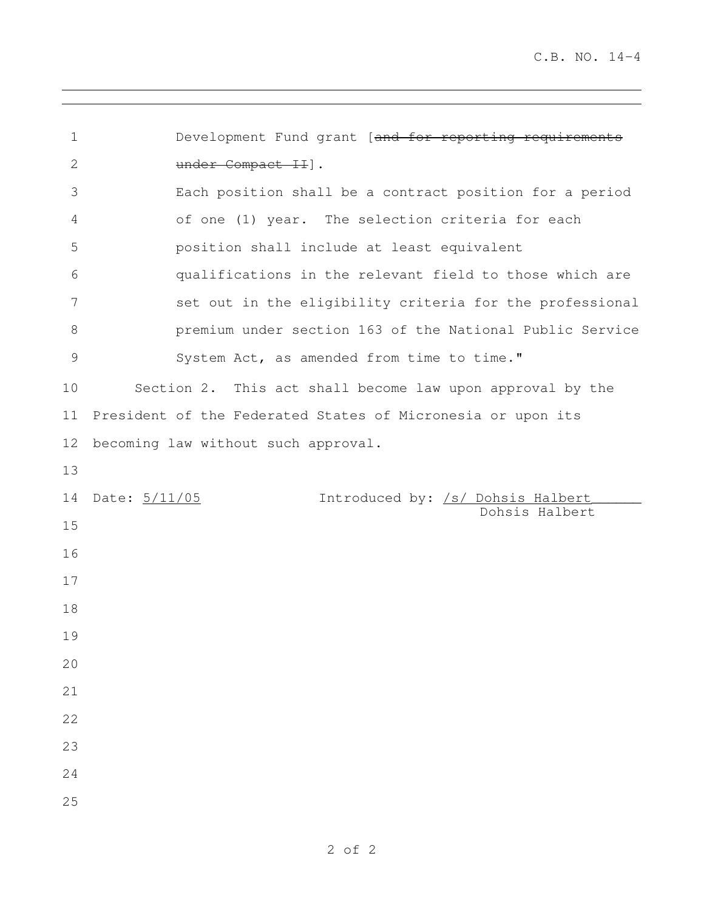Development Fund grant [~~and for reporting requirements under Compact II~~].

Each position shall be a contract position for a period of one (1) year. The selection criteria for each position shall include at least equivalent qualifications in the relevant field to those which are set out in the eligibility criteria for the professional premium under section 163 of the National Public Service System Act, as amended from time to time."

Section 2. This act shall become law upon approval by the President of the Federated States of Micronesia or upon its becoming law without such approval.

Date: 5/11/05

Introduced by: /s/ Dohsis Halbert
Dohsis Halbert